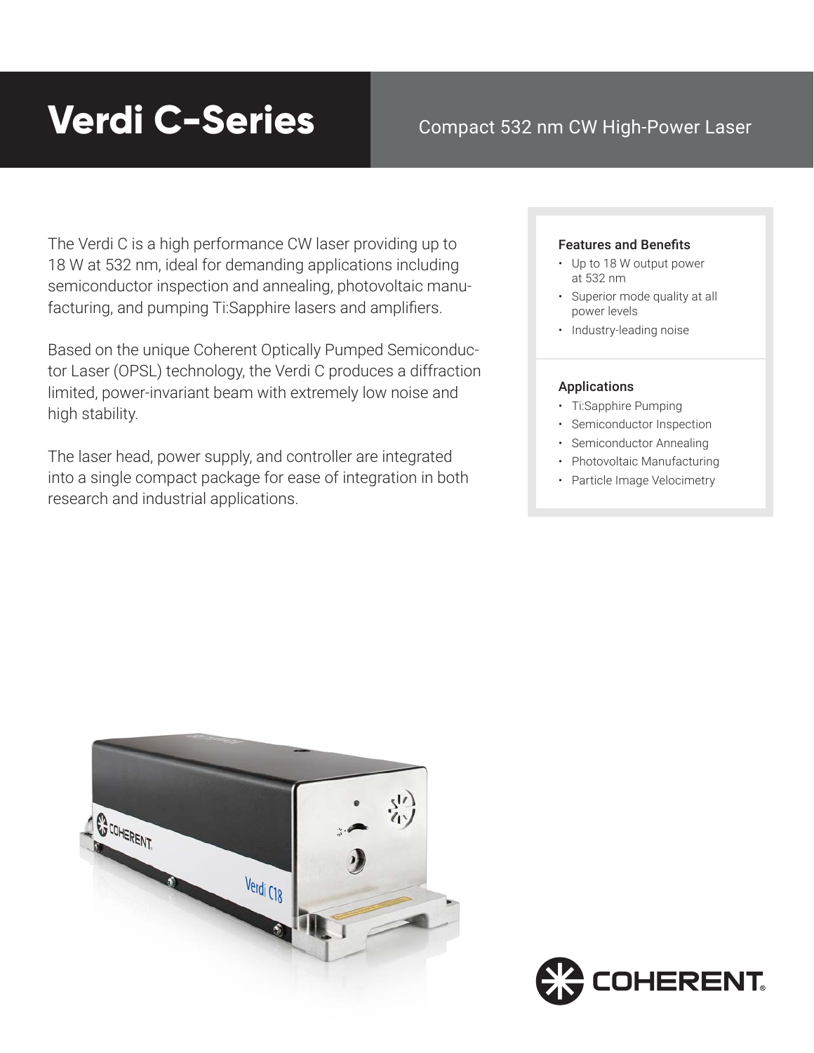# Verdi C-Series

Compact 532 nm CW High-Power Laser

The Verdi C is a high performance CW laser providing up to 18 W at 532 nm, ideal for demanding applications including semiconductor inspection and annealing, photovoltaic manufacturing, and pumping Ti:Sapphire lasers and amplifiers.

Based on the unique Coherent Optically Pumped Semiconductor Laser (OPSL) technology, the Verdi C produces a diffraction limited, power-invariant beam with extremely low noise and high stability.

The laser head, power supply, and controller are integrated into a single compact package for ease of integration in both research and industrial applications.

### Features and Benefits

- Up to 18 W output power at 532 nm
- Superior mode quality at all power levels
- Industry-leading noise

### Applications

- Ti:Sapphire Pumping
- Semiconductor Inspection
- Semiconductor Annealing
- Photovoltaic Manufacturing
- Particle Image Velocimetry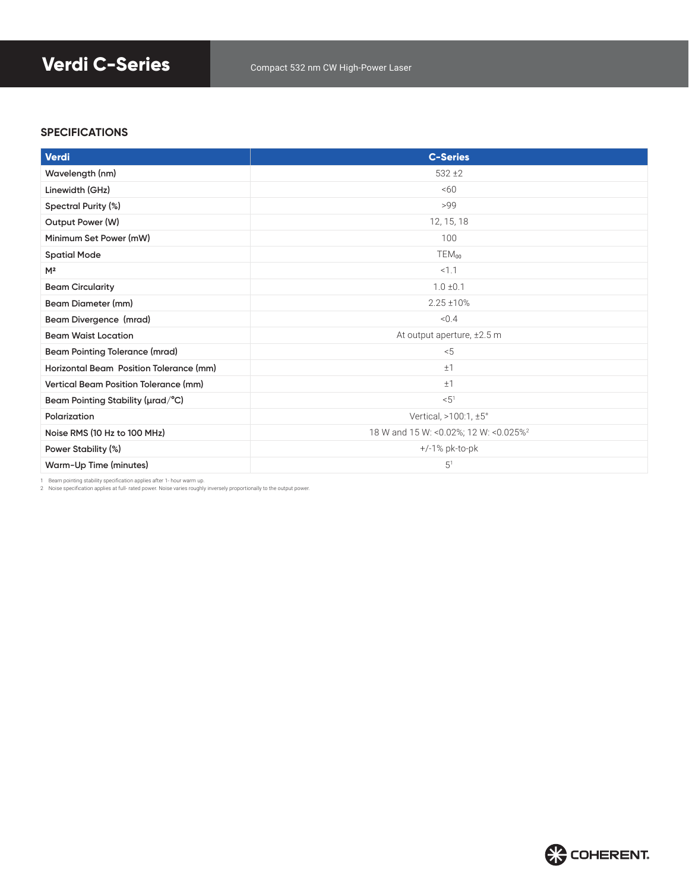# Verdi C-Series

Compact 532 nm CW High-Power Laser

## SPECIFICATIONS

| Verdi | C-Series |
|---|---|
| Wavelength (nm) | 532 ±2 |
| Linewidth (GHz) | <60 |
| Spectral Purity (%) | >99 |
| Output Power (W) | 12, 15, 18 |
| Minimum Set Power (mW) | 100 |
| Spatial Mode | $TEM_{00}$ |
| $M^2$ | <1.1 |
| Beam Circularity | 1.0 ±0.1 |
| Beam Diameter (mm) | 2.25 ±10% |
| Beam Divergence (mrad) | <0.4 |
| Beam Waist Location | At output aperture, ±2.5 m |
| Beam Pointing Tolerance (mrad) | <5 |
| Horizontal Beam Position Tolerance (mm) | ±1 |
| Vertical Beam Position Tolerance (mm) | ±1 |
| Beam Pointing Stability (µrad/°C) | <5[1] |
| Polarization | Vertical, >100:1, ±5° |
| Noise RMS (10 Hz to 100 MHz) | 18 W and 15 W: <0.02%; 12 W: <0.025%[2] |
| Power Stability (%) | +/-1% pk-to-pk |
| Warm-Up Time (minutes) | 5[1] |

1 Beam pointing stability specification applies after 1- hour warm up.
2 Noise specification applies at full- rated power. Noise varies roughly inversely proportionally to the output power.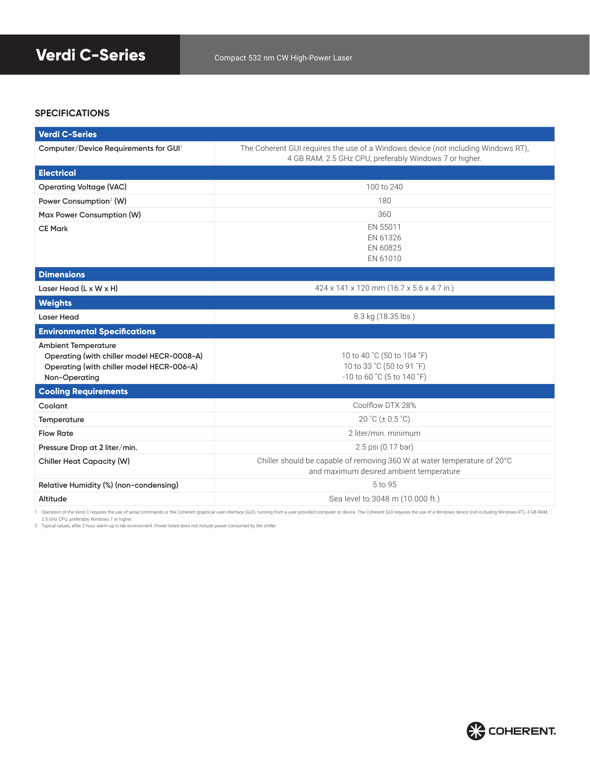# Verdi C-Series

Compact 532 nm CW High-Power Laser

## SPECIFICATIONS

| Verdi C-Series | |
|---|---|
| Computer/Device Requirements for GUI[1] | The Coherent GUI requires the use of a Windows device (not including Windows RT), 4 GB RAM, 2.5 GHz CPU, preferably Windows 7 or higher. |
| **Electrical** | |
| Operating Voltage (VAC) | 100 to 240 |
| Power Consumption[2] (W) | 180 |
| Max Power Consumption (W) | 360 |
| CE Mark | EN 55011<br>EN 61326<br>EN 60825<br>EN 61010 |
| **Dimensions** | |
| Laser Head (L x W x H) | 424 x 141 x 120 mm (16.7 x 5.6 x 4.7 in.) |
| **Weights** | |
| Laser Head | 8.3 kg (18.35 lbs.) |
| **Environmental Specifications** | |
| Ambient Temperature<br>Operating (with chiller model HECR-0008-A)<br>Operating (with chiller model HECR-006-A)<br>Non-Operating | <br>10 to 40 ˚C (50 to 104 ˚F)<br>10 to 33 ˚C (50 to 91 ˚F)<br>-10 to 60 ˚C (5 to 140 ˚F) |
| **Cooling Requirements** | |
| Coolant | Coolflow DTX 28% |
| Temperature | 20 ˚C (± 0.5 ˚C) |
| Flow Rate | 2 liter/min. minimum |
| Pressure Drop at 2 liter/min. | 2.5 psi (0.17 bar) |
| Chiller Heat Capacity (W) | Chiller should be capable of removing 360 W at water temperature of 20°C and maximum desired ambient temperature |
| Relative Humidity (%) (non-condensing) | 5 to 95 |
| Altitude | Sea level to 3048 m (10.000 ft.) |

1 Operation of the Verdi C requires the use of serial commands or the Coherent graphical user interface (GUI), running from a user-provided computer or device. The Coherent GUI requires the use of a Windows device (not including Windows RT), 4 GB RAM, 2.5 GHz CPU, preferably Windows 7 or higher.

2 Typical values, after 2-hour warm up in lab environment. Power listed does not include power consumed by the chiller.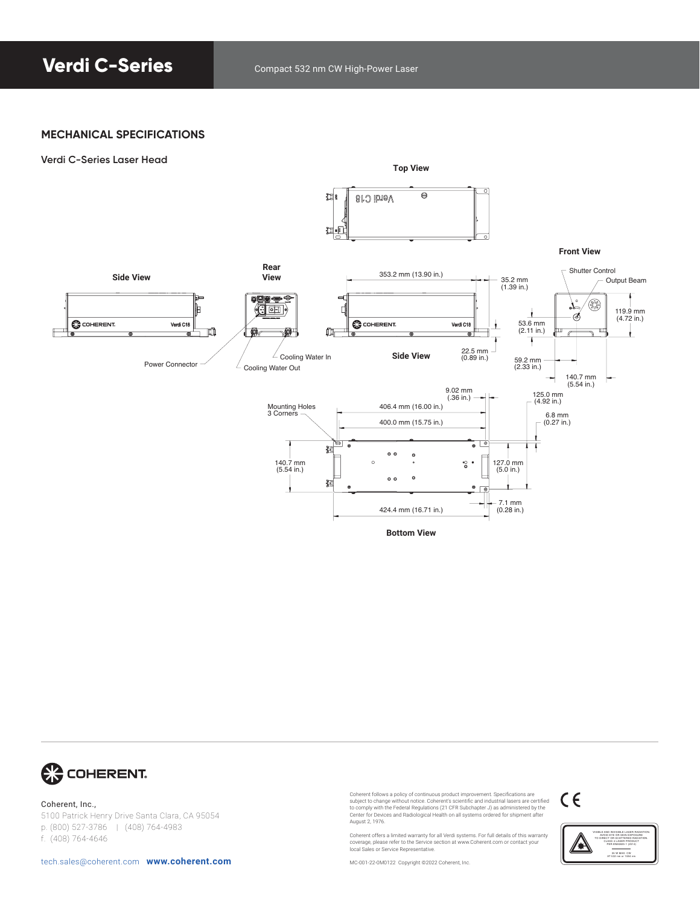## MECHANICAL SPECIFICATIONS

### Verdi C-Series Laser Head

Top View

Side View

Rear View

Power Connector

Cooling Water Out

Cooling Water In

353.2 mm (13.90 in.)

35.2 mm (1.39 in.)

Side View

22.5 mm (0.89 in.)

Front View

Shutter Control

Output Beam

119.9 mm (4.72 in.)

53.6 mm (2.11 in.)

59.2 mm (2.33 in.)

140.7 mm (5.54 in.)

9.02 mm (.36 in.)

125.0 mm (4.92 in.)

Mounting Holes 3 Corners

406.4 mm (16.00 in.)

400.0 mm (15.75 in.)

6.8 mm (0.27 in.)

140.7 mm (5.54 in.)

127.0 mm (5.0 in.)

7.1 mm (0.28 in.)

424.4 mm (16.71 in.)

Bottom View

Coherent, Inc.,
5100 Patrick Henry Drive Santa Clara, CA 95054
p. (800) 527-3786 | (408) 764-4983
f. (408) 764-4646

tech.sales@coherent.com **www.coherent.com**

Coherent follows a policy of continuous product improvement. Specifications are subject to change without notice. Coherent's scientific and industrial lasers are certified to comply with the Federal Regulations (21 CFR Subchapter J) as administered by the Center for Devices and Radiological Health on all systems ordered for shipment after August 2, 1976.

Coherent offers a limited warranty for all Verdi systems. For full details of this warranty coverage, please refer to the Service section at www.Coherent.com or contact your local Sales or Service Representative.

MC-001-22-0M0122 Copyright ©2022 Coherent, Inc.